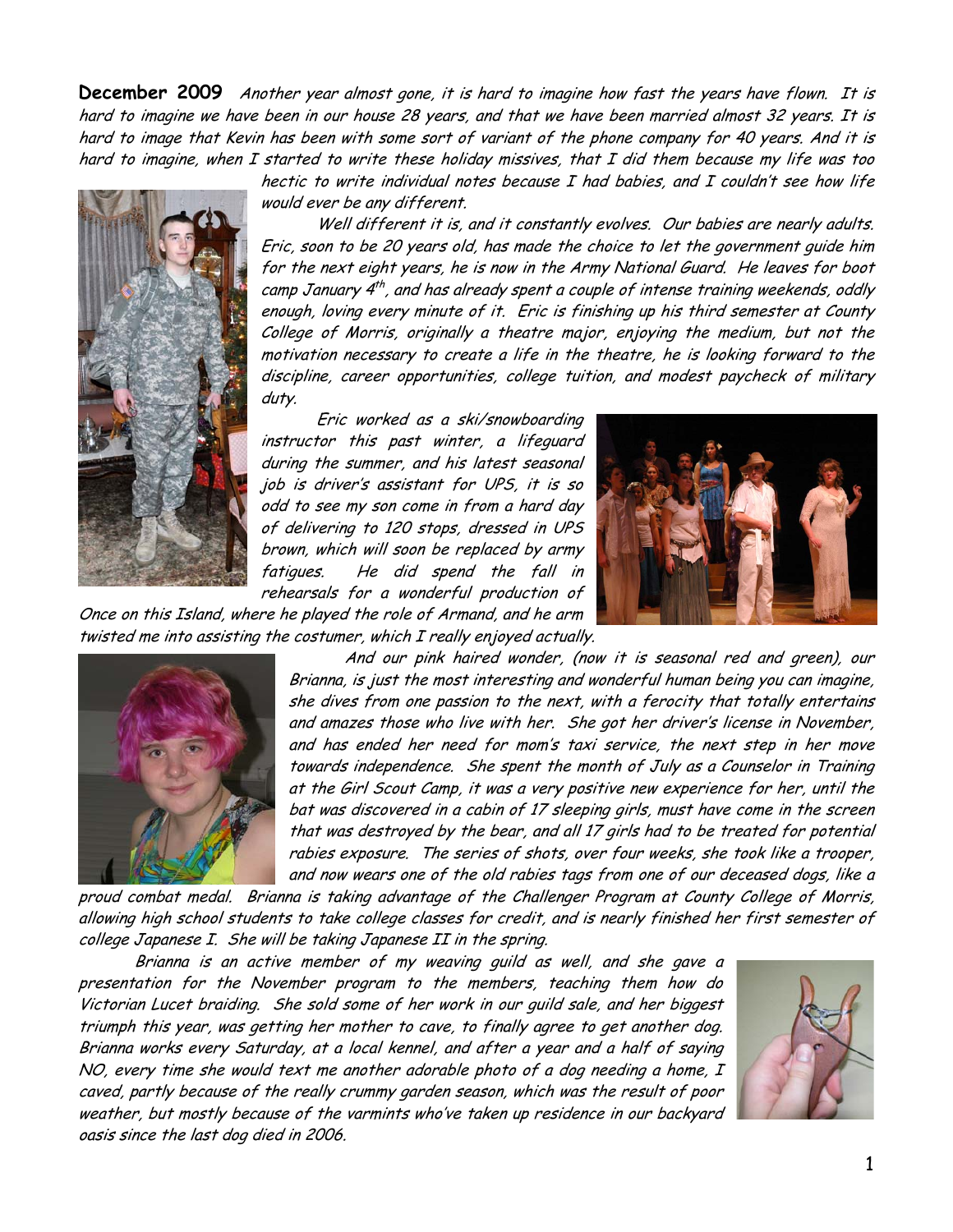**December 2009** *Another year almost gone, it is hard to imagine how fast the years have flown. It is hard to imagine we have been in our house 28 years, and that we have been married almost 32 years. It is hard to image that Kevin has been with some sort of variant of the phone company for 40 years. And it is hard to imagine, when I started to write these holiday missives, that I did them because my life was too hectic to write individual notes because I had babies, and I couldn't see how life would ever be any different.*

*Well different it is, and it constantly evolves. Our babies are nearly adults. Eric, soon to be 20 years old, has made the choice to let the government guide him for the next eight years, he is now in the Army National Guard. He leaves for boot camp January 4th, and has already spent a couple of intense training weekends, oddly enough, loving every minute of it. Eric is finishing up his third semester at County College of Morris, originally a theatre major, enjoying the medium, but not the motivation necessary to create a life in the theatre, he is looking forward to the discipline, career opportunities, college tuition, and modest paycheck of military duty.*

*Eric worked as a ski/snowboarding instructor this past winter, a lifeguard during the summer, and his latest seasonal job is driver's assistant for UPS, it is so odd to see my son come in from a hard day of delivering to 120 stops, dressed in UPS brown, which will soon be replaced by army fatigues. He did spend the fall in rehearsals for a wonderful production of Once on this Island, where he played the role of Armand, and he arm twisted me into assisting the costumer, which I really enjoyed actually.*

*And our pink haired wonder, (now it is seasonal red and green), our Brianna, is just the most interesting and wonderful human being you can imagine, she dives from one passion to the next, with a ferocity that totally entertains and amazes those who live with her. She got her driver's license in November, and has ended her need for mom's taxi service, the next step in her move towards independence. She spent the month of July as a Counselor in Training at the Girl Scout Camp, it was a very positive new experience for her, until the bat was discovered in a cabin of 17 sleeping girls, must have come in the screen that was destroyed by the bear, and all 17 girls had to be treated for potential rabies exposure. The series of shots, over four weeks, she took like a trooper, and now wears one of the old rabies tags from one of our deceased dogs, like a proud combat medal. Brianna is taking advantage of the Challenger Program at County College of Morris, allowing high school students to take college classes for credit, and is nearly finished her first semester of college Japanese I. She will be taking Japanese II in the spring.*

*Brianna is an active member of my weaving guild as well, and she gave a presentation for the November program to the members, teaching them how do Victorian Lucet braiding. She sold some of her work in our guild sale, and her biggest triumph this year, was getting her mother to cave, to finally agree to get another dog. Brianna works every Saturday, at a local kennel, and after a year and a half of saying NO, every time she would text me another adorable photo of a dog needing a home, I caved, partly because of the really crummy garden season, which was the result of poor weather, but mostly because of the varmints who've taken up residence in our backyard oasis since the last dog died in 2006.*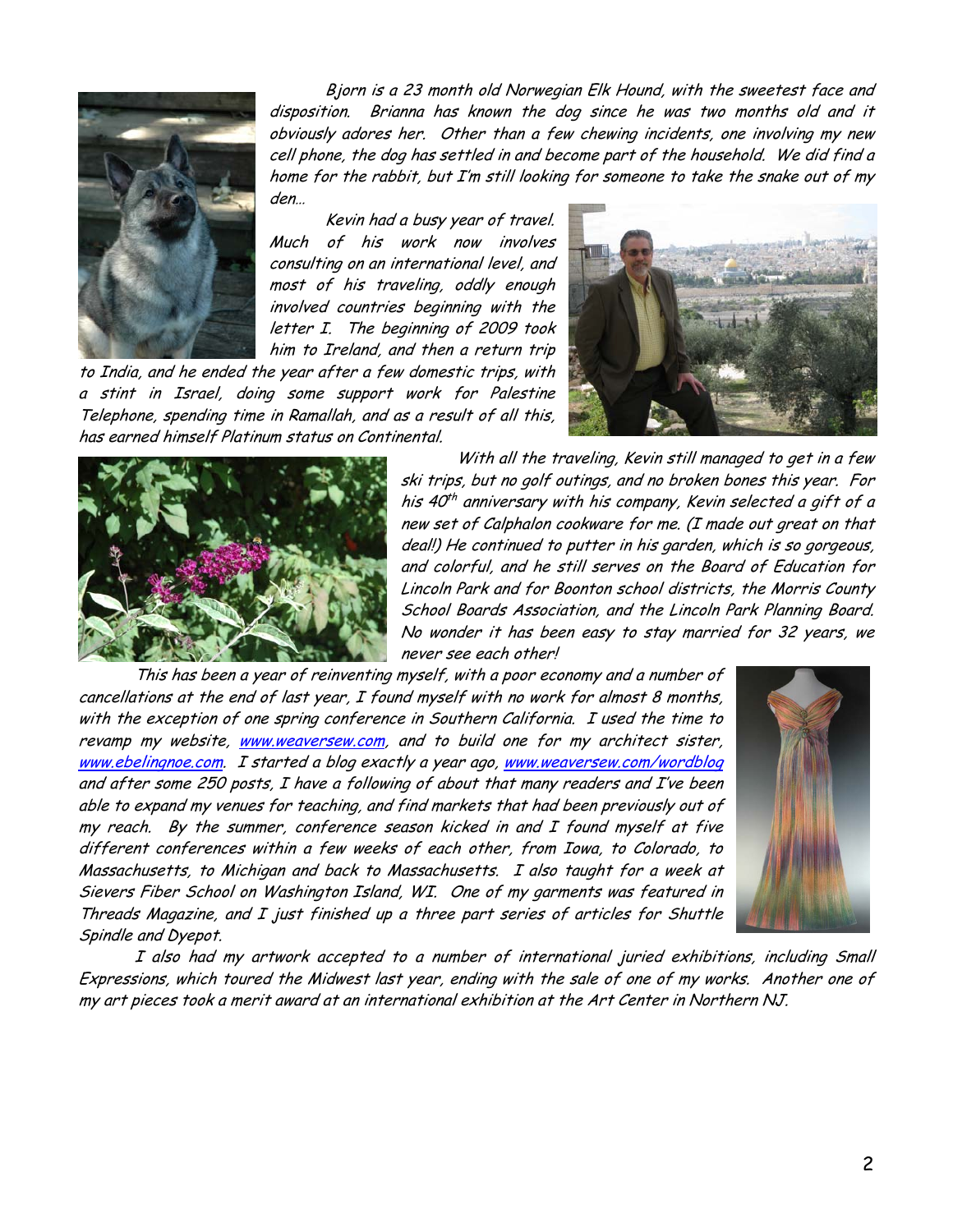*Bjorn is a 23 month old Norwegian Elk Hound, with the sweetest face and disposition. Brianna has known the dog since he was two months old and it obviously adores her. Other than a few chewing incidents, one involving my new cell phone, the dog has settled in and become part of the household. We did find a home for the rabbit, but I'm still looking for someone to take the snake out of my den…*

*Kevin had a busy year of travel. Much of his work now involves consulting on an international level, and most of his traveling, oddly enough involved countries beginning with the letter I. The beginning of 2009 took him to Ireland, and then a return trip to India, and he ended the year after a few domestic trips, with a stint in Israel, doing some support work for Palestine Telephone, spending time in Ramallah, and as a result of all this, has earned himself Platinum status on Continental.*

*With all the traveling, Kevin still managed to get in a few ski trips, but no golf outings, and no broken bones this year. For his 40th anniversary with his company, Kevin selected a gift of a new set of Calphalon cookware for me. (I made out great on that deal!) He continued to putter in his garden, which is so gorgeous, and colorful, and he still serves on the Board of Education for Lincoln Park and for Boonton school districts, the Morris County School Boards Association, and the Lincoln Park Planning Board. No wonder it has been easy to stay married for 32 years, we never see each other!*

*This has been a year of reinventing myself, with a poor economy and a number of cancellations at the end of last year, I found myself with no work for almost 8 months, with the exception of one spring conference in Southern California. I used the time to revamp my website, www.weaversew.com, and to build one for my architect sister, www.ebelingnoe.com. I started a blog exactly a year ago, www.weaversew.com/wordblog and after some 250 posts, I have a following of about that many readers and I've been able to expand my venues for teaching, and find markets that had been previously out of my reach. By the summer, conference season kicked in and I found myself at five different conferences within a few weeks of each other, from Iowa, to Colorado, to Massachusetts, to Michigan and back to Massachusetts. I also taught for a week at Sievers Fiber School on Washington Island, WI. One of my garments was featured in Threads Magazine, and I just finished up a three part series of articles for Shuttle Spindle and Dyepot.*

*I also had my artwork accepted to a number of international juried exhibitions, including Small Expressions, which toured the Midwest last year, ending with the sale of one of my works. Another one of my art pieces took a merit award at an international exhibition at the Art Center in Northern NJ.*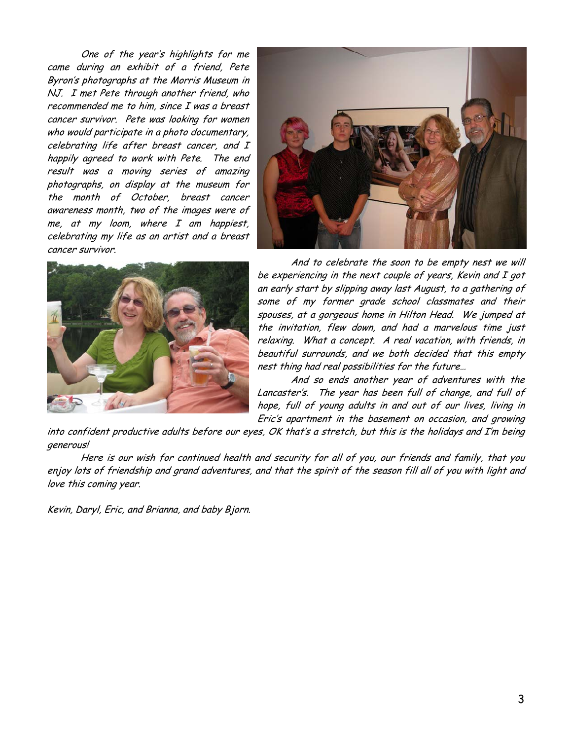*One of the year's highlights for me came during an exhibit of a friend, Pete Byron's photographs at the Morris Museum in NJ. I met Pete through another friend, who recommended me to him, since I was a breast cancer survivor. Pete was looking for women who would participate in a photo documentary, celebrating life after breast cancer, and I happily agreed to work with Pete. The end result was a moving series of amazing photographs, on display at the museum for the month of October, breast cancer awareness month, two of the images were of me, at my loom, where I am happiest, celebrating my life as an artist and a breast cancer survivor.*

*And to celebrate the soon to be empty nest we will be experiencing in the next couple of years, Kevin and I got an early start by slipping away last August, to a gathering of some of my former grade school classmates and their spouses, at a gorgeous home in Hilton Head. We jumped at the invitation, flew down, and had a marvelous time just relaxing. What a concept. A real vacation, with friends, in beautiful surrounds, and we both decided that this empty nest thing had real possibilities for the future…*

*And so ends another year of adventures with the Lancaster's. The year has been full of change, and full of hope, full of young adults in and out of our lives, living in Eric's apartment in the basement on occasion, and growing into confident productive adults before our eyes, OK that's a stretch, but this is the holidays and I'm being generous!*

*Here is our wish for continued health and security for all of you, our friends and family, that you enjoy lots of friendship and grand adventures, and that the spirit of the season fill all of you with light and love this coming year.*

*Kevin, Daryl, Eric, and Brianna, and baby Bjorn.*